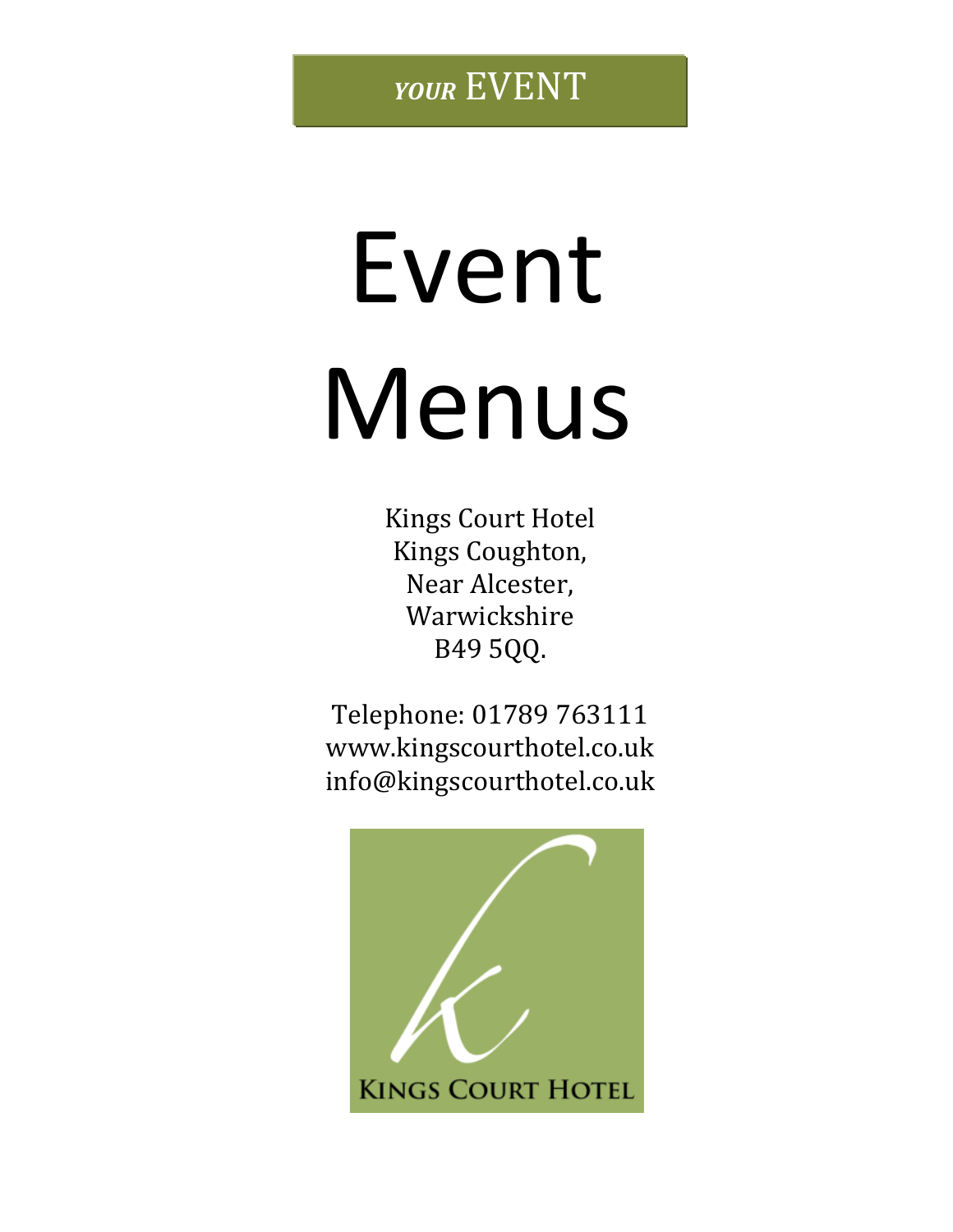*YOUR* EVENT

# Event Menus

Kings Court Hotel
Kings Coughton,
Near Alcester,
Warwickshire
B49 5QQ.

Telephone: 01789 763111
www.kingscourthotel.co.uk
info@kingscourthotel.co.uk

KINGS COURT HOTEL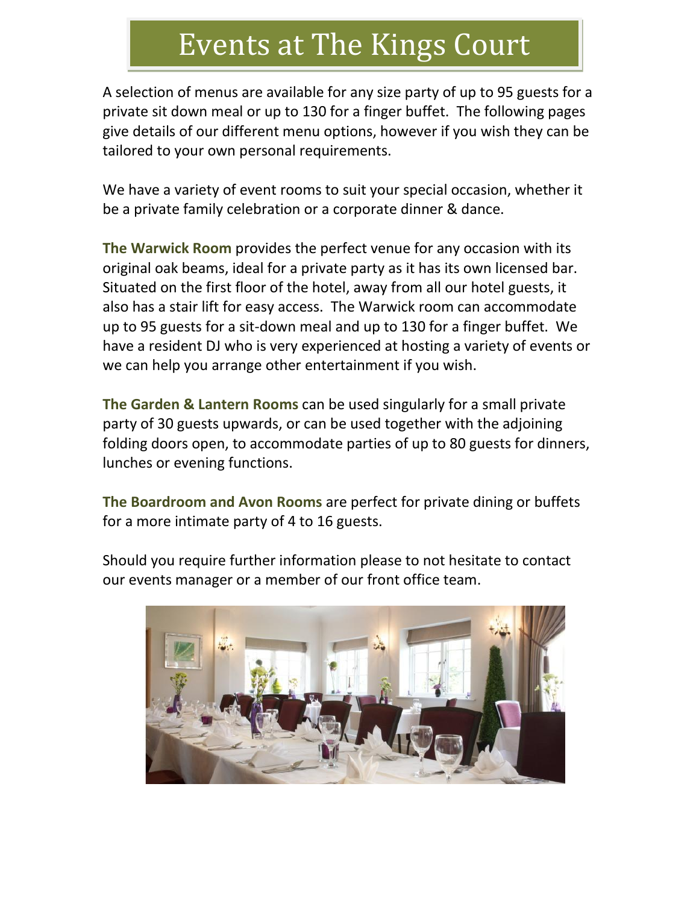# Events at The Kings Court

A selection of menus are available for any size party of up to 95 guests for a private sit down meal or up to 130 for a finger buffet. The following pages give details of our different menu options, however if you wish they can be tailored to your own personal requirements.

We have a variety of event rooms to suit your special occasion, whether it be a private family celebration or a corporate dinner & dance.

**The Warwick Room** provides the perfect venue for any occasion with its original oak beams, ideal for a private party as it has its own licensed bar. Situated on the first floor of the hotel, away from all our hotel guests, it also has a stair lift for easy access. The Warwick room can accommodate up to 95 guests for a sit-down meal and up to 130 for a finger buffet. We have a resident DJ who is very experienced at hosting a variety of events or we can help you arrange other entertainment if you wish.

**The Garden & Lantern Rooms** can be used singularly for a small private party of 30 guests upwards, or can be used together with the adjoining folding doors open, to accommodate parties of up to 80 guests for dinners, lunches or evening functions.

**The Boardroom and Avon Rooms** are perfect for private dining or buffets for a more intimate party of 4 to 16 guests.

Should you require further information please to not hesitate to contact our events manager or a member of our front office team.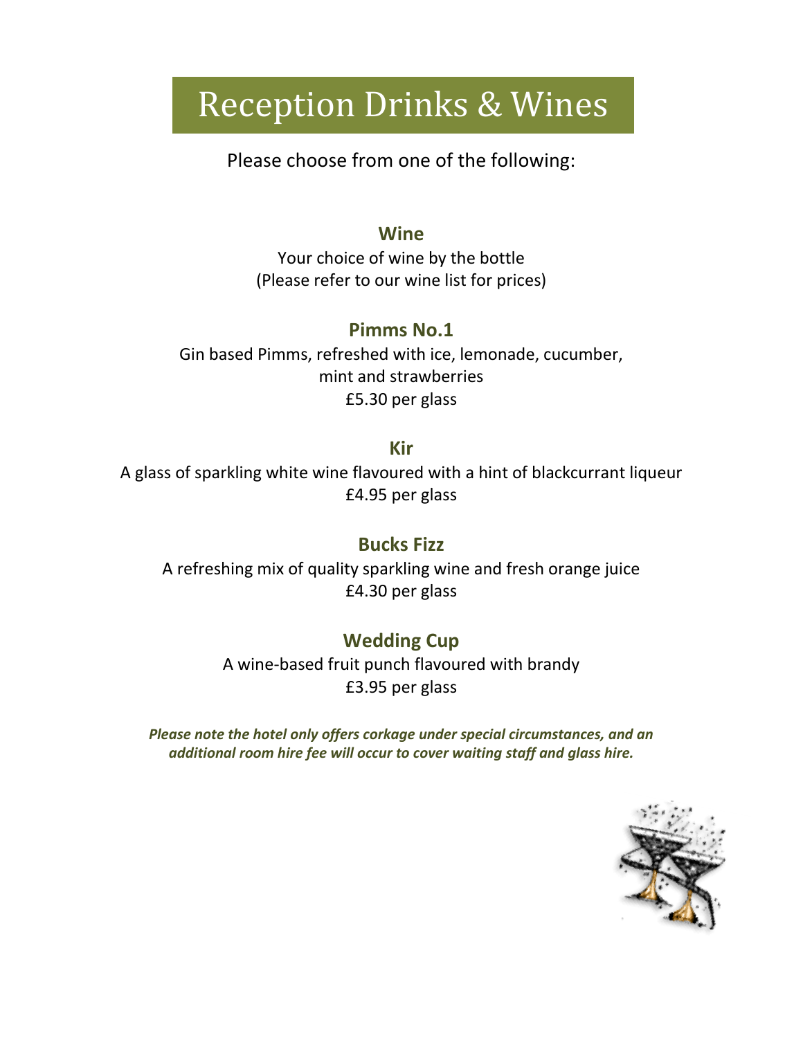# Reception Drinks & Wines

Please choose from one of the following:

## Wine

Your choice of wine by the bottle
(Please refer to our wine list for prices)

## Pimms No.1

Gin based Pimms, refreshed with ice, lemonade, cucumber, mint and strawberries
£5.30 per glass

## Kir

A glass of sparkling white wine flavoured with a hint of blackcurrant liqueur
£4.95 per glass

## Bucks Fizz

A refreshing mix of quality sparkling wine and fresh orange juice
£4.30 per glass

## Wedding Cup

A wine-based fruit punch flavoured with brandy
£3.95 per glass

***Please note the hotel only offers corkage under special circumstances, and an additional room hire fee will occur to cover waiting staff and glass hire.***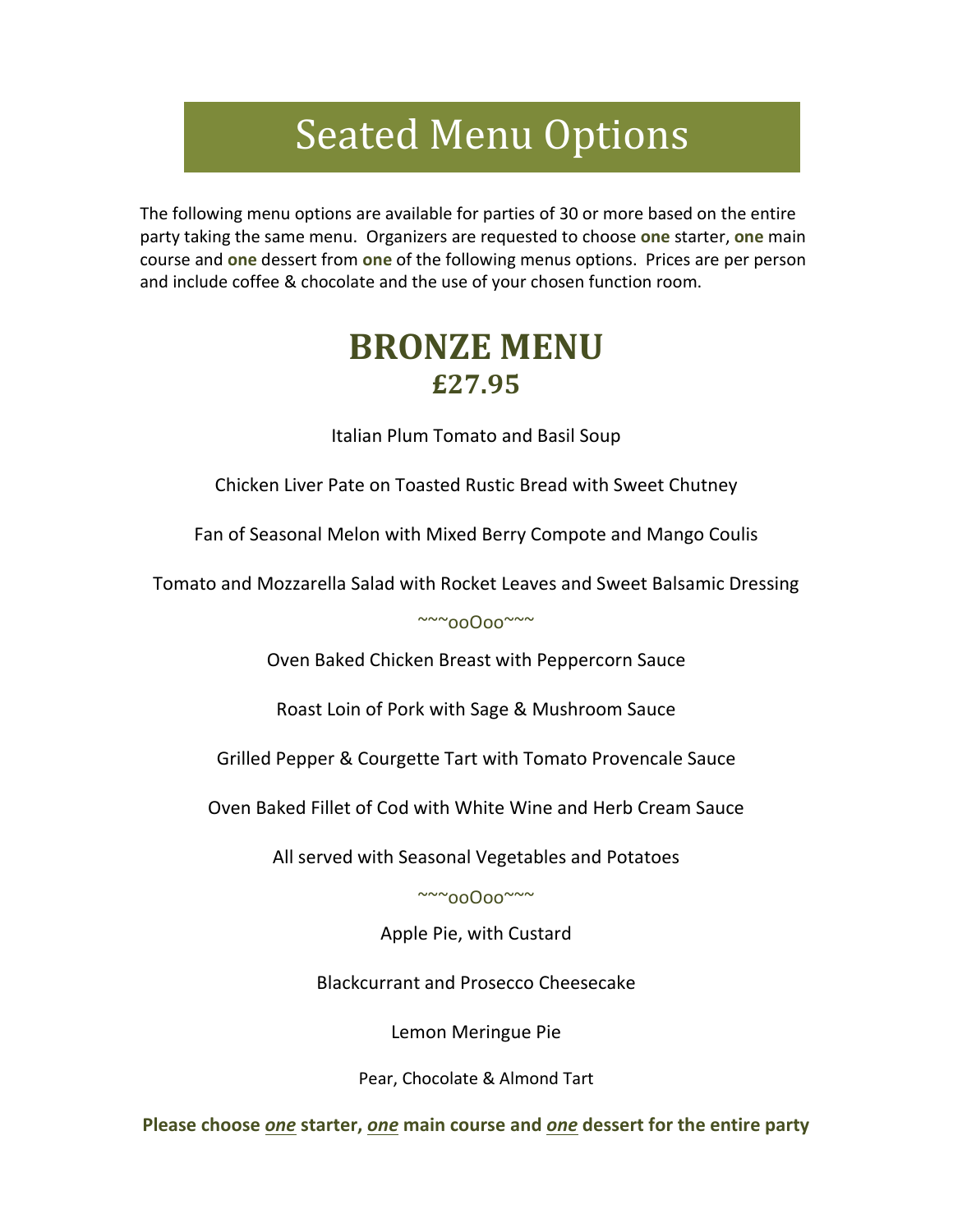# Seated Menu Options

The following menu options are available for parties of 30 or more based on the entire party taking the same menu. Organizers are requested to choose **one** starter, **one** main course and **one** dessert from **one** of the following menus options. Prices are per person and include coffee & chocolate and the use of your chosen function room.

## BRONZE MENU
## £27.95

Italian Plum Tomato and Basil Soup

Chicken Liver Pate on Toasted Rustic Bread with Sweet Chutney

Fan of Seasonal Melon with Mixed Berry Compote and Mango Coulis

Tomato and Mozzarella Salad with Rocket Leaves and Sweet Balsamic Dressing

~~~ooOoo~~~

Oven Baked Chicken Breast with Peppercorn Sauce

Roast Loin of Pork with Sage & Mushroom Sauce

Grilled Pepper & Courgette Tart with Tomato Provencale Sauce

Oven Baked Fillet of Cod with White Wine and Herb Cream Sauce

All served with Seasonal Vegetables and Potatoes

~~~ooOoo~~~

Apple Pie, with Custard

Blackcurrant and Prosecco Cheesecake

Lemon Meringue Pie

Pear, Chocolate & Almond Tart

**Please choose *one* starter, *one* main course and *one* dessert for the entire party**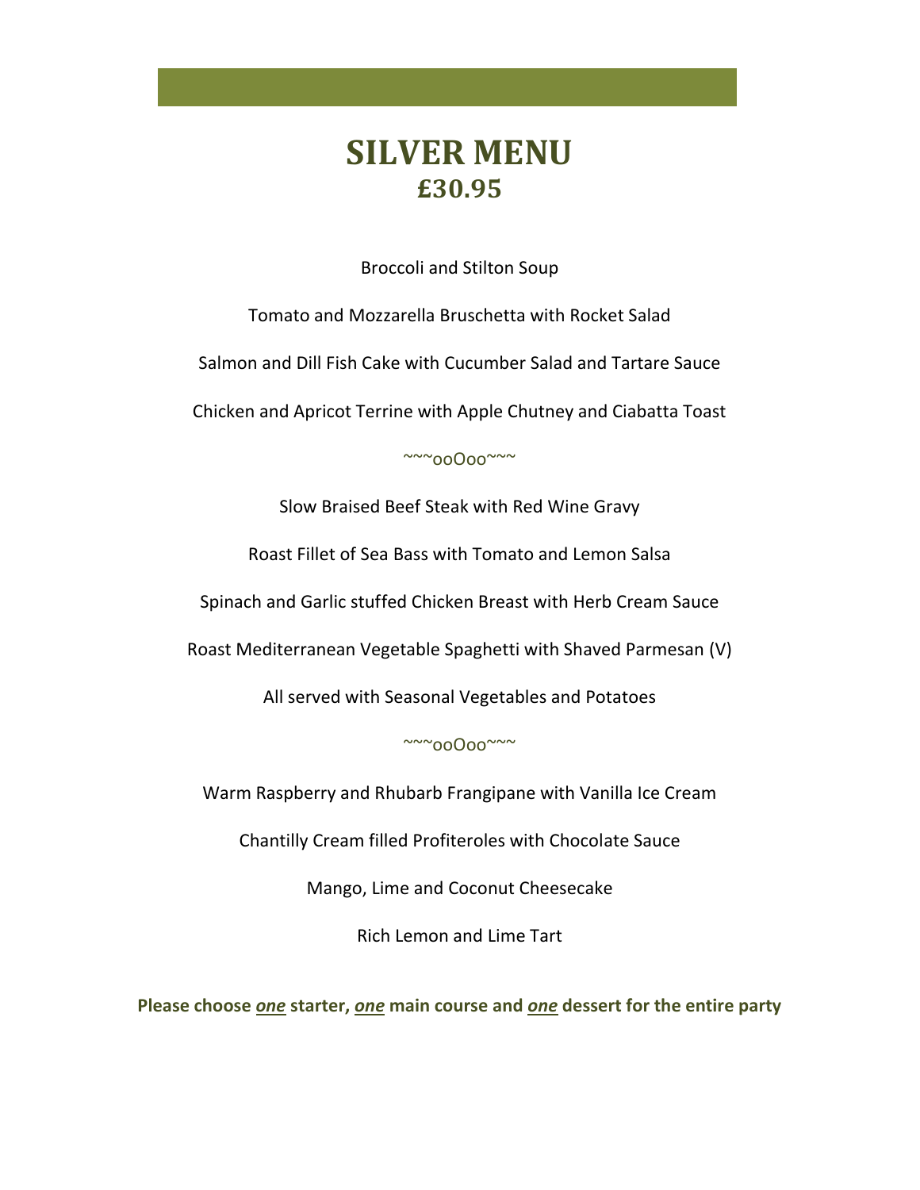# SILVER MENU
## £30.95

Broccoli and Stilton Soup

Tomato and Mozzarella Bruschetta with Rocket Salad

Salmon and Dill Fish Cake with Cucumber Salad and Tartare Sauce

Chicken and Apricot Terrine with Apple Chutney and Ciabatta Toast

~~~ooOoo~~~

Slow Braised Beef Steak with Red Wine Gravy

Roast Fillet of Sea Bass with Tomato and Lemon Salsa

Spinach and Garlic stuffed Chicken Breast with Herb Cream Sauce

Roast Mediterranean Vegetable Spaghetti with Shaved Parmesan (V)

All served with Seasonal Vegetables and Potatoes

~~~ooOoo~~~

Warm Raspberry and Rhubarb Frangipane with Vanilla Ice Cream

Chantilly Cream filled Profiteroles with Chocolate Sauce

Mango, Lime and Coconut Cheesecake

Rich Lemon and Lime Tart

**Please choose *one* starter, *one* main course and *one* dessert for the entire party**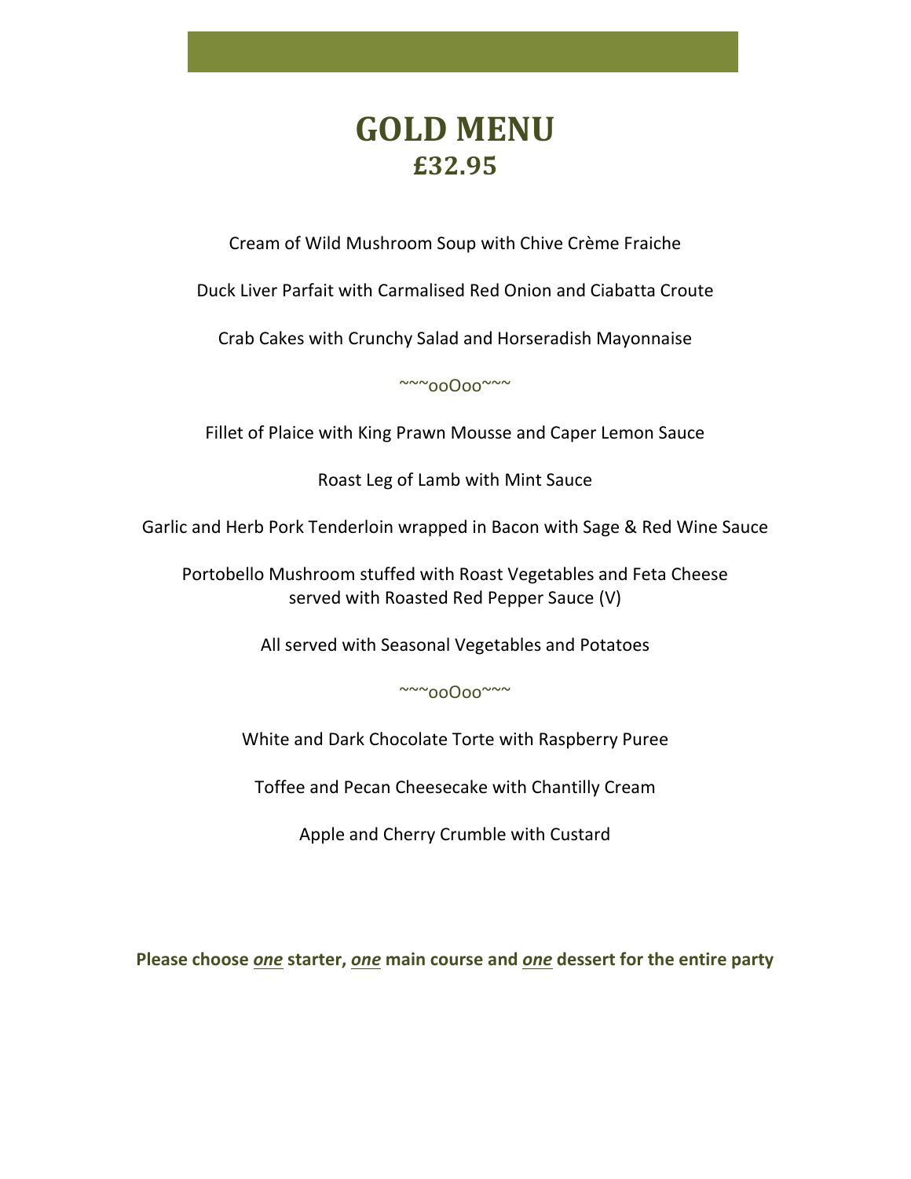# GOLD MENU

## £32.95

Cream of Wild Mushroom Soup with Chive Crème Fraiche

Duck Liver Parfait with Carmalised Red Onion and Ciabatta Croute

Crab Cakes with Crunchy Salad and Horseradish Mayonnaise

~~~ooOoo~~~

Fillet of Plaice with King Prawn Mousse and Caper Lemon Sauce

Roast Leg of Lamb with Mint Sauce

Garlic and Herb Pork Tenderloin wrapped in Bacon with Sage & Red Wine Sauce

Portobello Mushroom stuffed with Roast Vegetables and Feta Cheese served with Roasted Red Pepper Sauce (V)

All served with Seasonal Vegetables and Potatoes

~~~ooOoo~~~

White and Dark Chocolate Torte with Raspberry Puree

Toffee and Pecan Cheesecake with Chantilly Cream

Apple and Cherry Crumble with Custard

**Please choose *one* starter, *one* main course and *one* dessert for the entire party**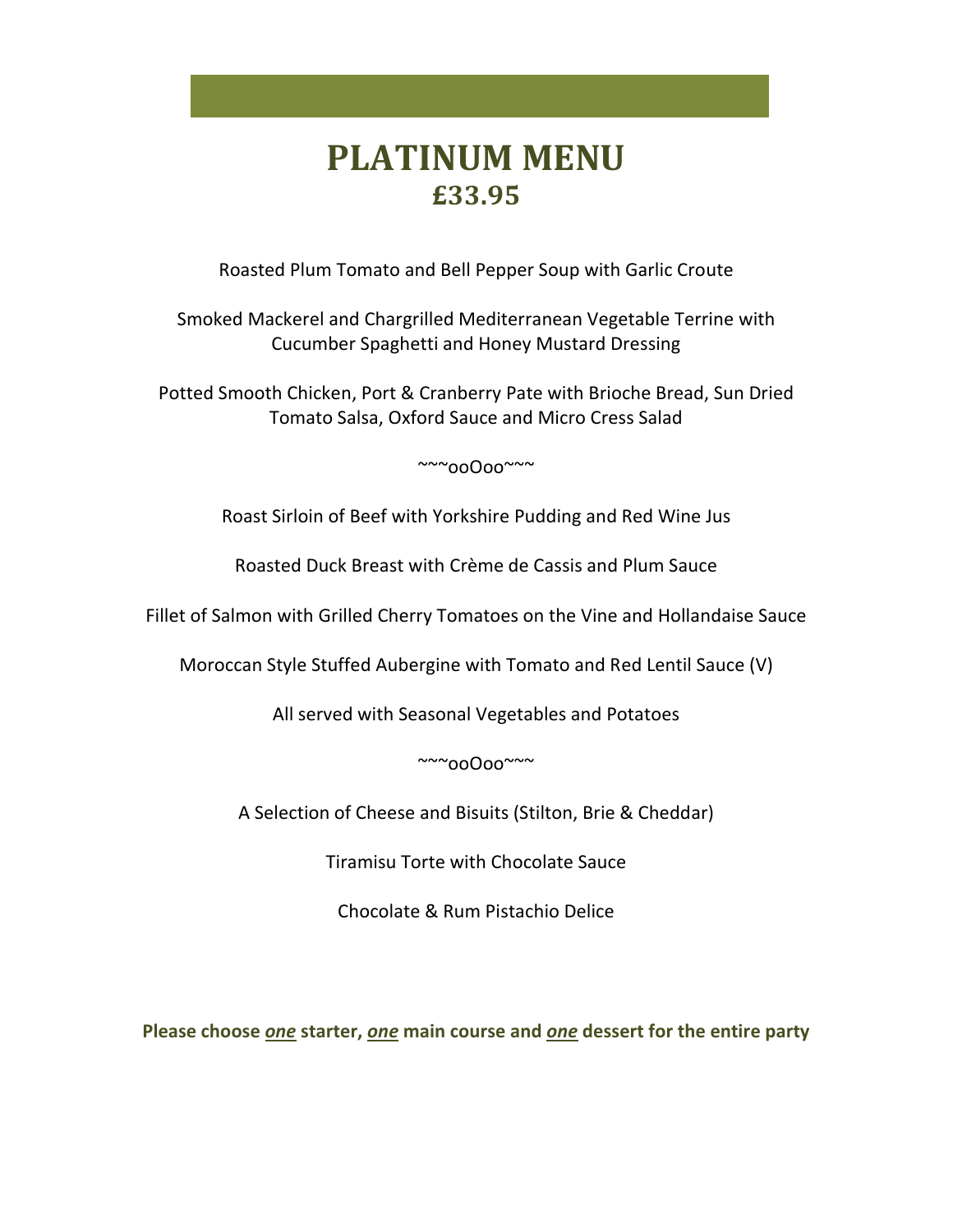# PLATINUM MENU
## £33.95

Roasted Plum Tomato and Bell Pepper Soup with Garlic Croute

Smoked Mackerel and Chargrilled Mediterranean Vegetable Terrine with Cucumber Spaghetti and Honey Mustard Dressing

Potted Smooth Chicken, Port & Cranberry Pate with Brioche Bread, Sun Dried Tomato Salsa, Oxford Sauce and Micro Cress Salad

~~~ooOoo~~~

Roast Sirloin of Beef with Yorkshire Pudding and Red Wine Jus

Roasted Duck Breast with Crème de Cassis and Plum Sauce

Fillet of Salmon with Grilled Cherry Tomatoes on the Vine and Hollandaise Sauce

Moroccan Style Stuffed Aubergine with Tomato and Red Lentil Sauce (V)

All served with Seasonal Vegetables and Potatoes

~~~ooOoo~~~

A Selection of Cheese and Bisuits (Stilton, Brie & Cheddar)

Tiramisu Torte with Chocolate Sauce

Chocolate & Rum Pistachio Delice

**Please choose *one* starter, *one* main course and *one* dessert for the entire party**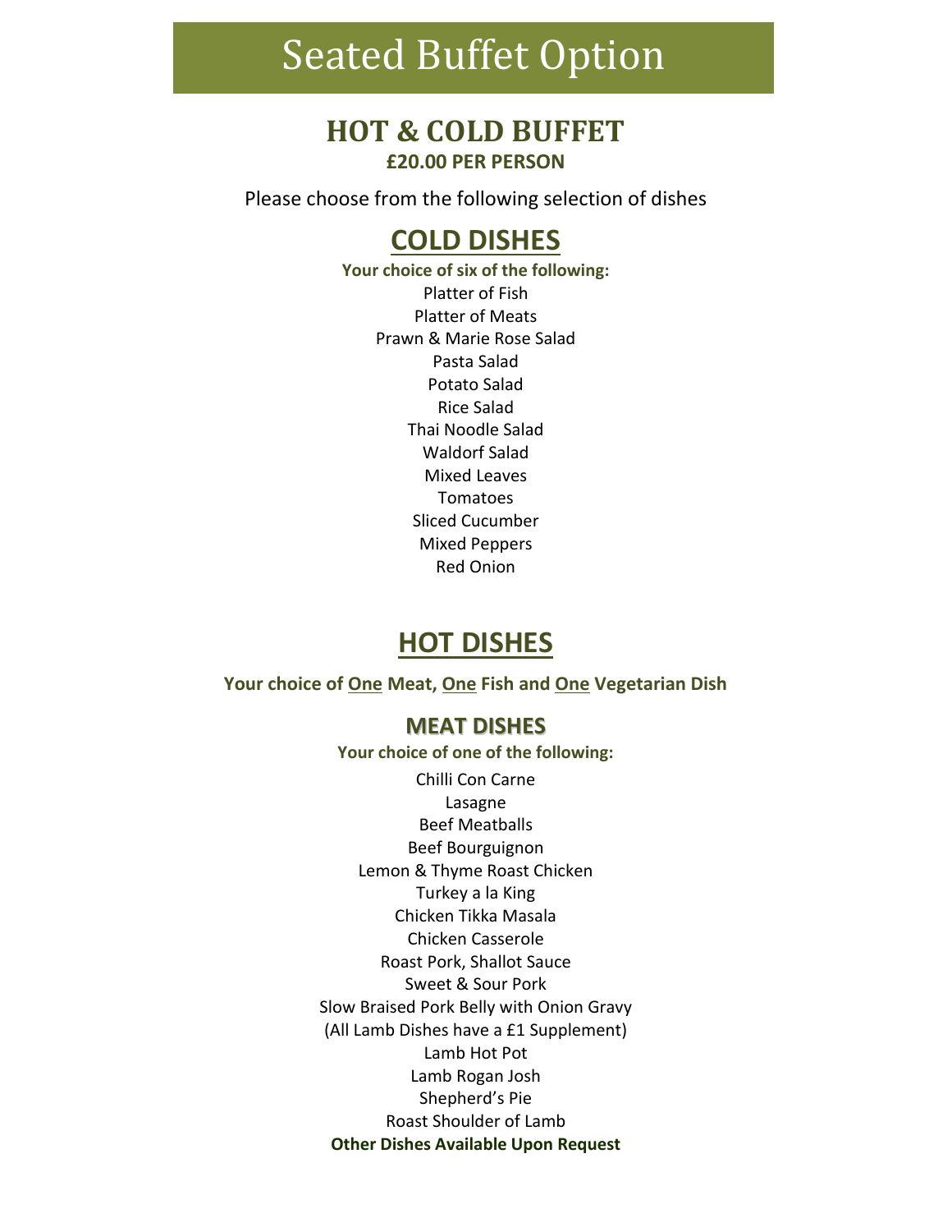# Seated Buffet Option

## HOT & COLD BUFFET

**£20.00 PER PERSON**

Please choose from the following selection of dishes

## COLD DISHES

**Your choice of six of the following:**

Platter of Fish
Platter of Meats
Prawn & Marie Rose Salad
Pasta Salad
Potato Salad
Rice Salad
Thai Noodle Salad
Waldorf Salad
Mixed Leaves
Tomatoes
Sliced Cucumber
Mixed Peppers
Red Onion

## HOT DISHES

**Your choice of One Meat, One Fish and One Vegetarian Dish**

### MEAT DISHES

**Your choice of one of the following:**

Chilli Con Carne
Lasagne
Beef Meatballs
Beef Bourguignon
Lemon & Thyme Roast Chicken
Turkey a la King
Chicken Tikka Masala
Chicken Casserole
Roast Pork, Shallot Sauce
Sweet & Sour Pork
Slow Braised Pork Belly with Onion Gravy
(All Lamb Dishes have a £1 Supplement)
Lamb Hot Pot
Lamb Rogan Josh
Shepherd's Pie
Roast Shoulder of Lamb

**Other Dishes Available Upon Request**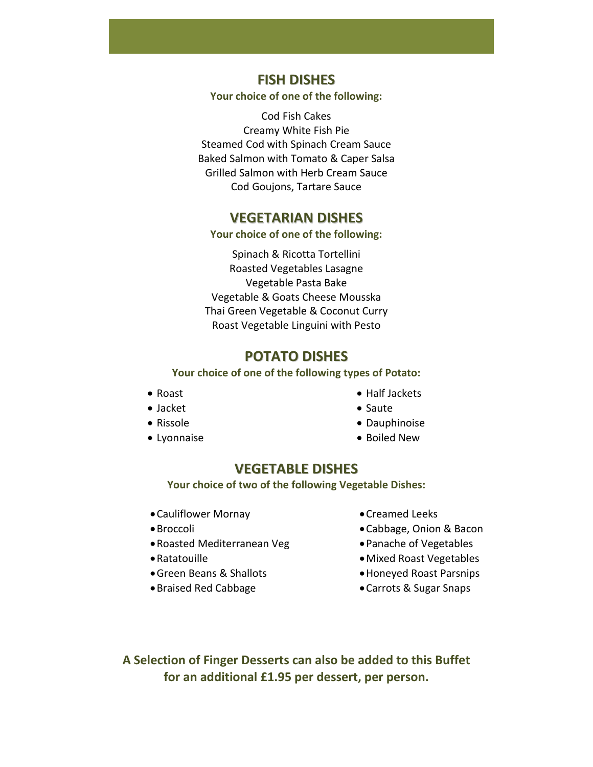## FISH DISHES

**Your choice of one of the following:**

Cod Fish Cakes
Creamy White Fish Pie
Steamed Cod with Spinach Cream Sauce
Baked Salmon with Tomato & Caper Salsa
Grilled Salmon with Herb Cream Sauce
Cod Goujons, Tartare Sauce

## VEGETARIAN DISHES

**Your choice of one of the following:**

Spinach & Ricotta Tortellini
Roasted Vegetables Lasagne
Vegetable Pasta Bake
Vegetable & Goats Cheese Mousska
Thai Green Vegetable & Coconut Curry
Roast Vegetable Linguini with Pesto

## POTATO DISHES

**Your choice of one of the following types of Potato:**

- Roast
- Jacket
- Rissole
- Lyonnaise
- Half Jackets
- Saute
- Dauphinoise
- Boiled New

## VEGETABLE DISHES

**Your choice of two of the following Vegetable Dishes:**

- Cauliflower Mornay
- Broccoli
- Roasted Mediterranean Veg
- Ratatouille
- Green Beans & Shallots
- Braised Red Cabbage
- Creamed Leeks
- Cabbage, Onion & Bacon
- Panache of Vegetables
- Mixed Roast Vegetables
- Honeyed Roast Parsnips
- Carrots & Sugar Snaps

**A Selection of Finger Desserts can also be added to this Buffet for an additional £1.95 per dessert, per person.**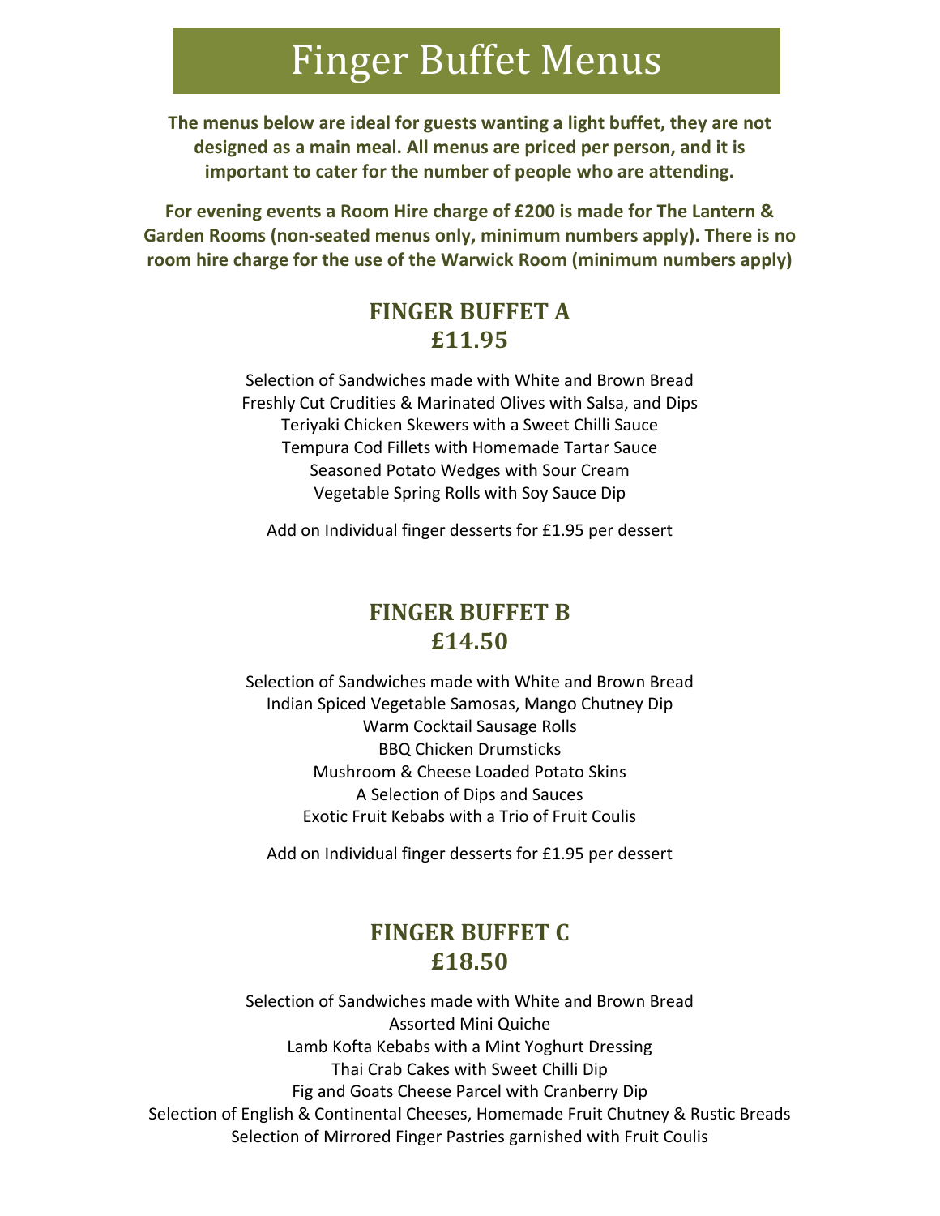# Finger Buffet Menus

**The menus below are ideal for guests wanting a light buffet, they are not designed as a main meal. All menus are priced per person, and it is important to cater for the number of people who are attending.**

**For evening events a Room Hire charge of £200 is made for The Lantern & Garden Rooms (non-seated menus only, minimum numbers apply). There is no room hire charge for the use of the Warwick Room (minimum numbers apply)**

## FINGER BUFFET A
## £11.95

Selection of Sandwiches made with White and Brown Bread
Freshly Cut Crudities & Marinated Olives with Salsa, and Dips
Teriyaki Chicken Skewers with a Sweet Chilli Sauce
Tempura Cod Fillets with Homemade Tartar Sauce
Seasoned Potato Wedges with Sour Cream
Vegetable Spring Rolls with Soy Sauce Dip

Add on Individual finger desserts for £1.95 per dessert

## FINGER BUFFET B
## £14.50

Selection of Sandwiches made with White and Brown Bread
Indian Spiced Vegetable Samosas, Mango Chutney Dip
Warm Cocktail Sausage Rolls
BBQ Chicken Drumsticks
Mushroom & Cheese Loaded Potato Skins
A Selection of Dips and Sauces
Exotic Fruit Kebabs with a Trio of Fruit Coulis

Add on Individual finger desserts for £1.95 per dessert

## FINGER BUFFET C
## £18.50

Selection of Sandwiches made with White and Brown Bread
Assorted Mini Quiche
Lamb Kofta Kebabs with a Mint Yoghurt Dressing
Thai Crab Cakes with Sweet Chilli Dip
Fig and Goats Cheese Parcel with Cranberry Dip
Selection of English & Continental Cheeses, Homemade Fruit Chutney & Rustic Breads
Selection of Mirrored Finger Pastries garnished with Fruit Coulis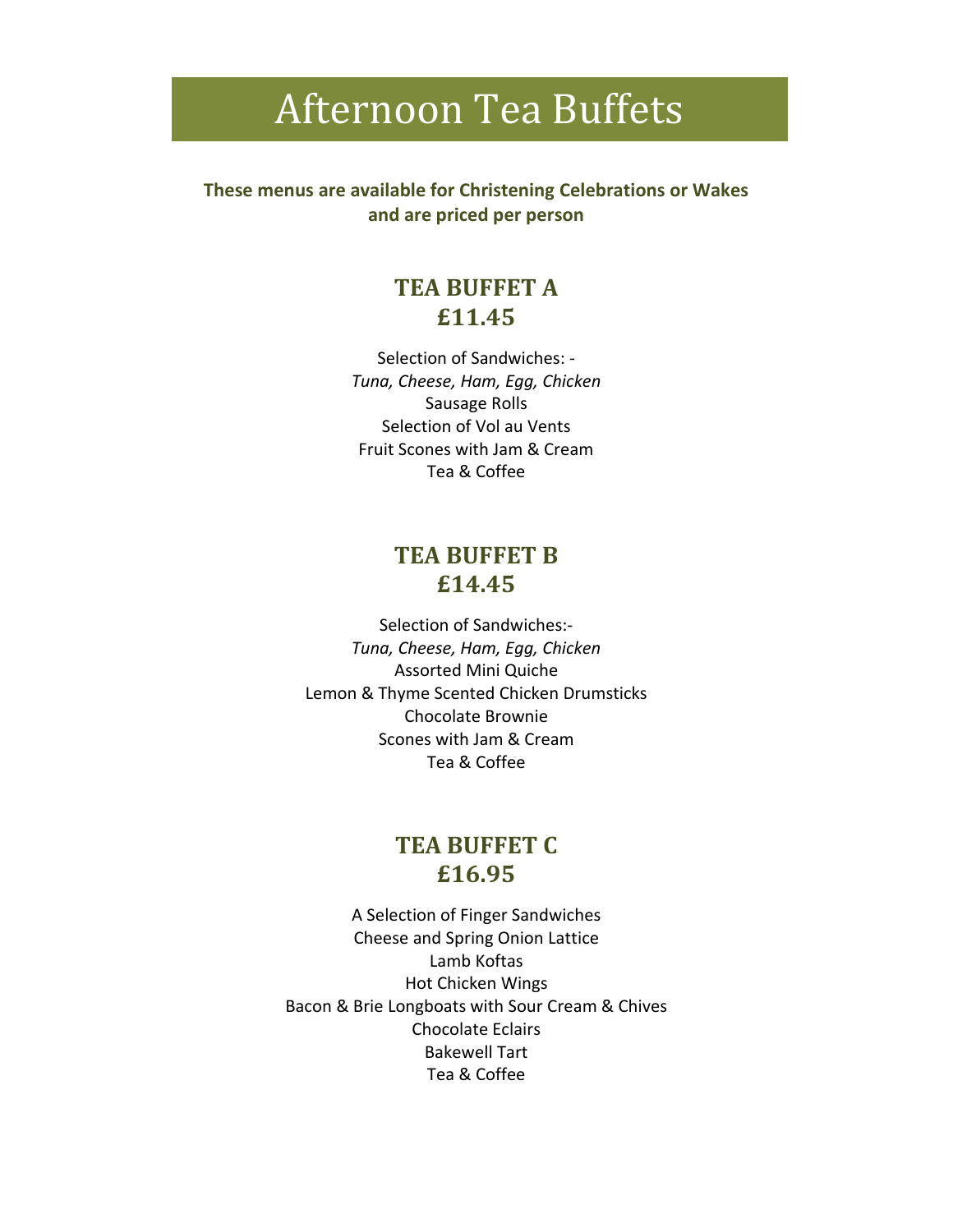# Afternoon Tea Buffets

**These menus are available for Christening Celebrations or Wakes and are priced per person**

## TEA BUFFET A
## £11.45

Selection of Sandwiches: -
*Tuna, Cheese, Ham, Egg, Chicken*
Sausage Rolls
Selection of Vol au Vents
Fruit Scones with Jam & Cream
Tea & Coffee

## TEA BUFFET B
## £14.45

Selection of Sandwiches:-
*Tuna, Cheese, Ham, Egg, Chicken*
Assorted Mini Quiche
Lemon & Thyme Scented Chicken Drumsticks
Chocolate Brownie
Scones with Jam & Cream
Tea & Coffee

## TEA BUFFET C
## £16.95

A Selection of Finger Sandwiches
Cheese and Spring Onion Lattice
Lamb Koftas
Hot Chicken Wings
Bacon & Brie Longboats with Sour Cream & Chives
Chocolate Eclairs
Bakewell Tart
Tea & Coffee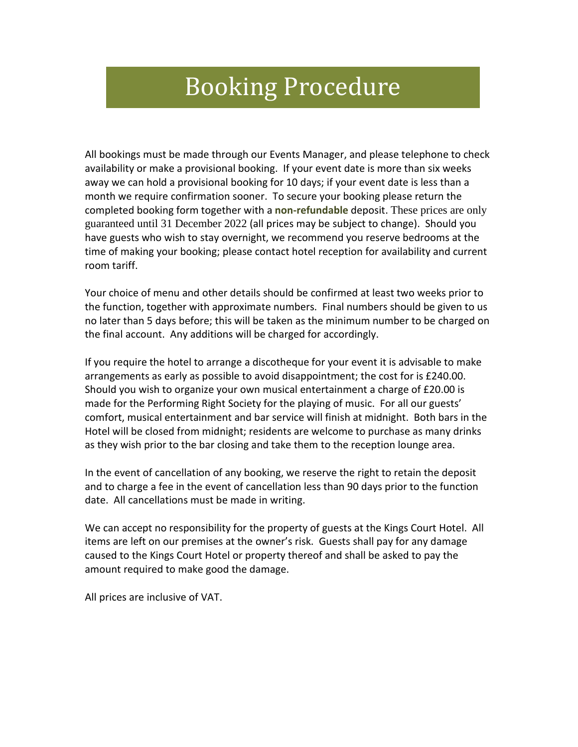# Booking Procedure

All bookings must be made through our Events Manager, and please telephone to check availability or make a provisional booking. If your event date is more than six weeks away we can hold a provisional booking for 10 days; if your event date is less than a month we require confirmation sooner. To secure your booking please return the completed booking form together with a **non-refundable** deposit. These prices are only guaranteed until 31 December 2022 (all prices may be subject to change). Should you have guests who wish to stay overnight, we recommend you reserve bedrooms at the time of making your booking; please contact hotel reception for availability and current room tariff.

Your choice of menu and other details should be confirmed at least two weeks prior to the function, together with approximate numbers. Final numbers should be given to us no later than 5 days before; this will be taken as the minimum number to be charged on the final account. Any additions will be charged for accordingly.

If you require the hotel to arrange a discotheque for your event it is advisable to make arrangements as early as possible to avoid disappointment; the cost for is £240.00. Should you wish to organize your own musical entertainment a charge of £20.00 is made for the Performing Right Society for the playing of music. For all our guests' comfort, musical entertainment and bar service will finish at midnight. Both bars in the Hotel will be closed from midnight; residents are welcome to purchase as many drinks as they wish prior to the bar closing and take them to the reception lounge area.

In the event of cancellation of any booking, we reserve the right to retain the deposit and to charge a fee in the event of cancellation less than 90 days prior to the function date. All cancellations must be made in writing.

We can accept no responsibility for the property of guests at the Kings Court Hotel. All items are left on our premises at the owner's risk. Guests shall pay for any damage caused to the Kings Court Hotel or property thereof and shall be asked to pay the amount required to make good the damage.

All prices are inclusive of VAT.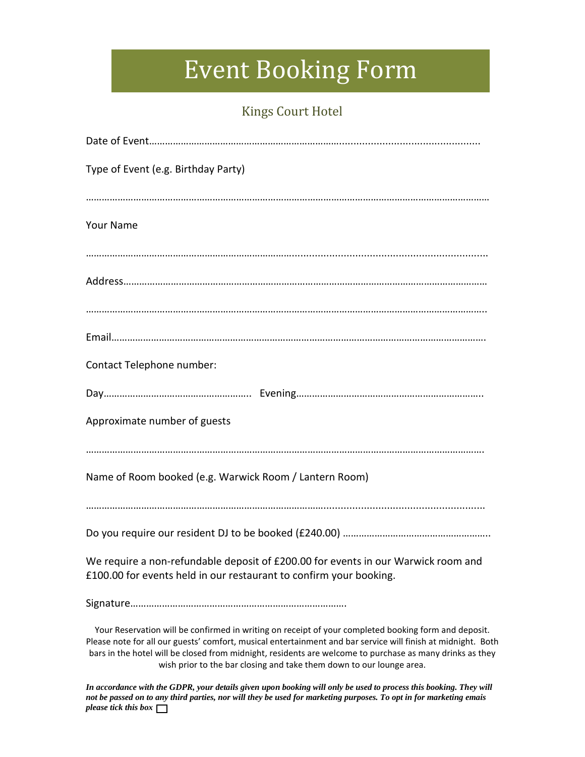# Event Booking Form

## Kings Court Hotel

Date of Event……………………………………………………………………..........................................

Type of Event (e.g. Birthday Party)

……………………………………………………………………………………………………………………………………

Your Name

……………………………………………………………………..............................................................

Address……………………………………………………………………………………………………………………

…………………………………………………………………………………………………………………………………..

Email……………………………………………………………………………………………………………………….

Contact Telephone number:

Day……………………………………………….. Evening…………………………………………………………….

Approximate number of guests

………………………………………………………………………………………………………………………………….

Name of Room booked (e.g. Warwick Room / Lantern Room)

……………………………………………………………………………..............................................................

Do you require our resident DJ to be booked (£240.00) ………………………………………………..

We require a non-refundable deposit of £200.00 for events in our Warwick room and £100.00 for events held in our restaurant to confirm your booking.

Signature……………………………………………………………………….

Your Reservation will be confirmed in writing on receipt of your completed booking form and deposit. Please note for all our guests' comfort, musical entertainment and bar service will finish at midnight. Both bars in the hotel will be closed from midnight, residents are welcome to purchase as many drinks as they wish prior to the bar closing and take them down to our lounge area.

***In accordance with the GDPR, your details given upon booking will only be used to process this booking. They will not be passed on to any third parties, nor will they be used for marketing purposes. To opt in for marketing emais please tick this box*** ☐